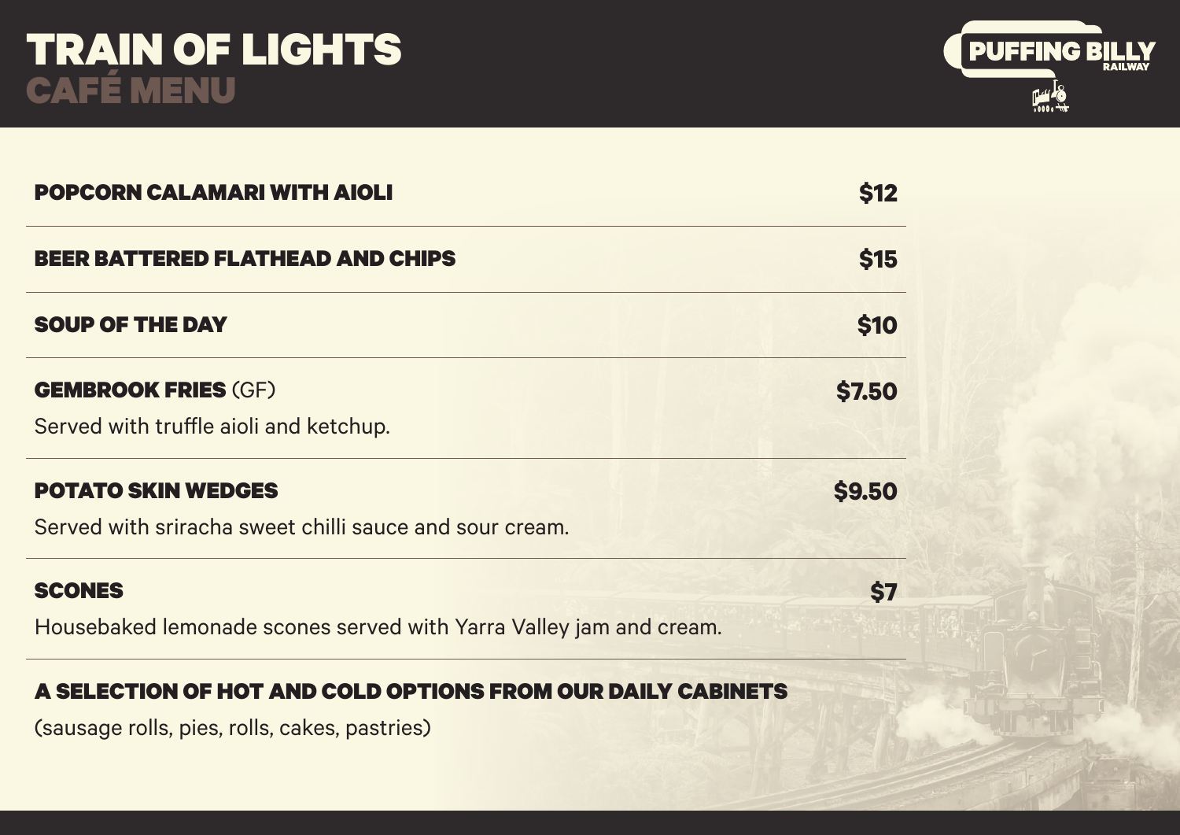# TRAIN OF LIGHTS
## CAFÉ MENU

PUFFING BILLY RAILWAY

**POPCORN CALAMARI WITH AIOLI** — **$12**

**BEER BATTERED FLATHEAD AND CHIPS** — **$15**

**SOUP OF THE DAY** — **$10**

**GEMBROOK FRIES** (GF) — **$7.50**
Served with truffle aioli and ketchup.

**POTATO SKIN WEDGES** — **$9.50**
Served with sriracha sweet chilli sauce and sour cream.

**SCONES** — **$7**
Housebaked lemonade scones served with Yarra Valley jam and cream.

**A SELECTION OF HOT AND COLD OPTIONS FROM OUR DAILY CABINETS**
(sausage rolls, pies, rolls, cakes, pastries)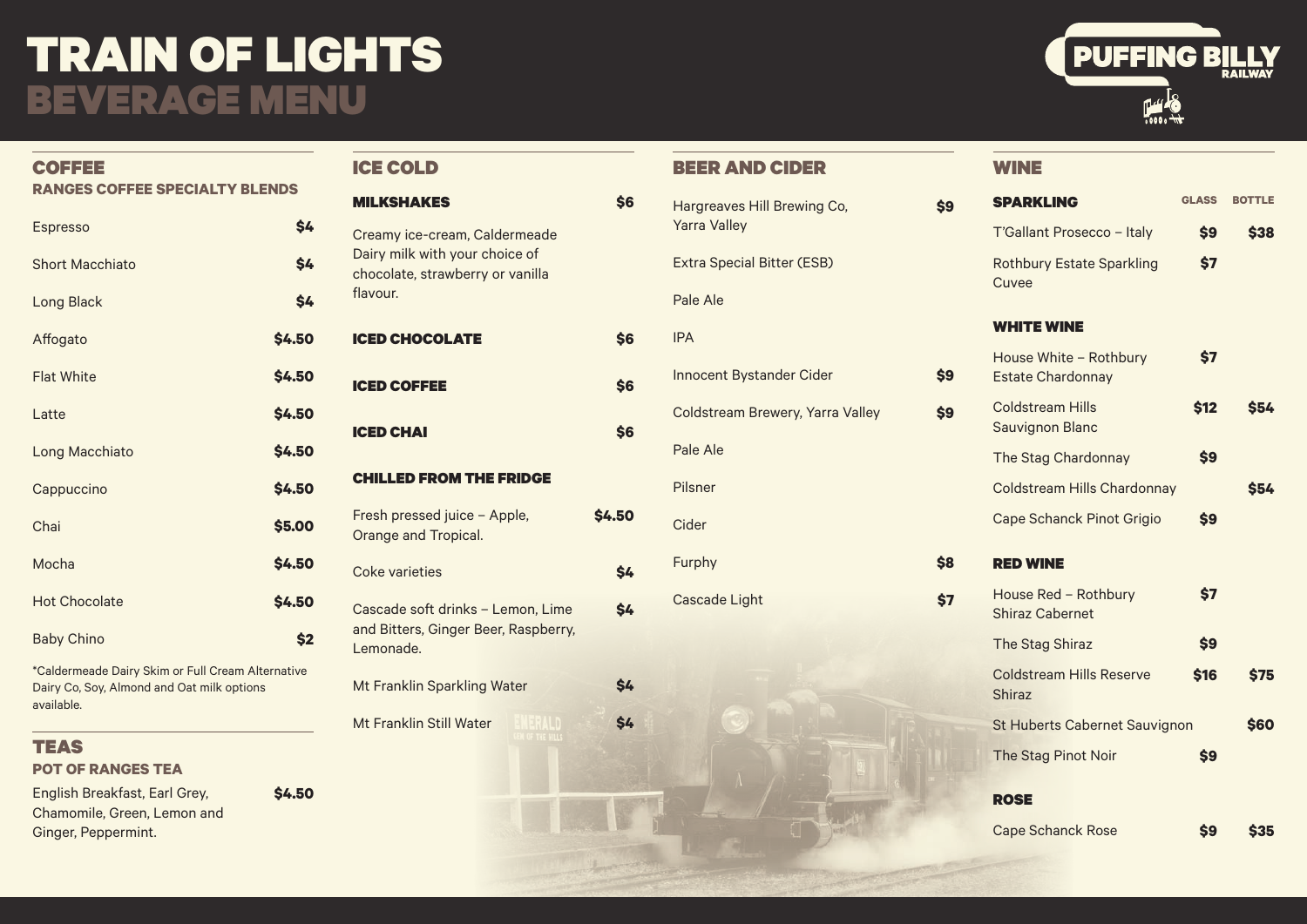# TRAIN OF LIGHTS
# BEVERAGE MENU

PUFFING BILLY RAILWAY

## COFFEE

### RANGES COFFEE SPECIALTY BLENDS

| | |
|---|---|
| Espresso | $4 |
| Short Macchiato | $4 |
| Long Black | $4 |
| Affogato | $4.50 |
| Flat White | $4.50 |
| Latte | $4.50 |
| Long Macchiato | $4.50 |
| Cappuccino | $4.50 |
| Chai | $5.00 |
| Mocha | $4.50 |
| Hot Chocolate | $4.50 |
| Baby Chino | $2 |

*Caldermeade Dairy Skim or Full Cream Alternative Dairy Co, Soy, Almond and Oat milk options available.

## TEAS

### POT OF RANGES TEA

| | |
|---|---|
| English Breakfast, Earl Grey, Chamomile, Green, Lemon and Ginger, Peppermint. | $4.50 |

## ICE COLD

**MILKSHAKES** **$6**

Creamy ice-cream, Caldermeade Dairy milk with your choice of chocolate, strawberry or vanilla flavour.

**ICED CHOCOLATE** **$6**

**ICED COFFEE** **$6**

**ICED CHAI** **$6**

### CHILLED FROM THE FRIDGE

| | |
|---|---|
| Fresh pressed juice – Apple, Orange and Tropical. | $4.50 |
| Coke varieties | $4 |
| Cascade soft drinks – Lemon, Lime and Bitters, Ginger Beer, Raspberry, Lemonade. | $4 |
| Mt Franklin Sparkling Water | $4 |
| Mt Franklin Still Water | $4 |

## BEER AND CIDER

| | |
|---|---|
| Hargreaves Hill Brewing Co, Yarra Valley | $9 |
| Extra Special Bitter (ESB) | |
| Pale Ale | |
| IPA | |
| Innocent Bystander Cider | $9 |
| Coldstream Brewery, Yarra Valley | $9 |
| Pale Ale | |
| Pilsner | |
| Cider | |
| Furphy | $8 |
| Cascade Light | $7 |

## WINE

| SPARKLING | GLASS | BOTTLE |
|---|---|---|
| T'Gallant Prosecco – Italy | $9 | $38 |
| Rothbury Estate Sparkling Cuvee | $7 | |
| **WHITE WINE** | | |
| House White – Rothbury Estate Chardonnay | $7 | |
| Coldstream Hills Sauvignon Blanc | $12 | $54 |
| The Stag Chardonnay | $9 | |
| Coldstream Hills Chardonnay | | $54 |
| Cape Schanck Pinot Grigio | $9 | |
| **RED WINE** | | |
| House Red – Rothbury Shiraz Cabernet | $7 | |
| The Stag Shiraz | $9 | |
| Coldstream Hills Reserve Shiraz | $16 | $75 |
| St Huberts Cabernet Sauvignon | | $60 |
| The Stag Pinot Noir | $9 | |
| **ROSE** | | |
| Cape Schanck Rose | $9 | $35 |